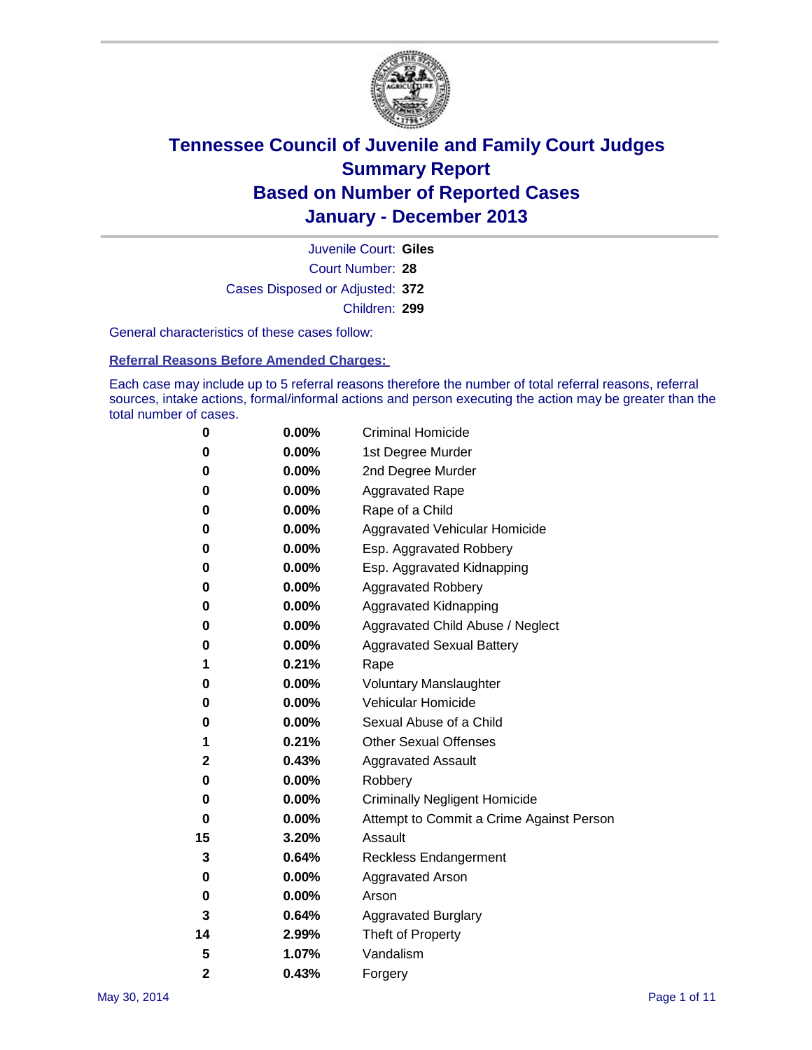# Tennessee Council of Juvenile and Family Court Judges
## Summary Report
## Based on Number of Reported Cases
## January - December 2013

Juvenile Court: **Giles**

Court Number: **28**

Cases Disposed or Adjusted: **372**

Children: **299**

General characteristics of these cases follow:

### Referral Reasons Before Amended Charges:

Each case may include up to 5 referral reasons therefore the number of total referral reasons, referral sources, intake actions, formal/informal actions and person executing the action may be greater than the total number of cases.

| Count | Percent | Referral Reason |
|---|---|---|
| 0 | 0.00% | Criminal Homicide |
| 0 | 0.00% | 1st Degree Murder |
| 0 | 0.00% | 2nd Degree Murder |
| 0 | 0.00% | Aggravated Rape |
| 0 | 0.00% | Rape of a Child |
| 0 | 0.00% | Aggravated Vehicular Homicide |
| 0 | 0.00% | Esp. Aggravated Robbery |
| 0 | 0.00% | Esp. Aggravated Kidnapping |
| 0 | 0.00% | Aggravated Robbery |
| 0 | 0.00% | Aggravated Kidnapping |
| 0 | 0.00% | Aggravated Child Abuse / Neglect |
| 0 | 0.00% | Aggravated Sexual Battery |
| 1 | 0.21% | Rape |
| 0 | 0.00% | Voluntary Manslaughter |
| 0 | 0.00% | Vehicular Homicide |
| 0 | 0.00% | Sexual Abuse of a Child |
| 1 | 0.21% | Other Sexual Offenses |
| 2 | 0.43% | Aggravated Assault |
| 0 | 0.00% | Robbery |
| 0 | 0.00% | Criminally Negligent Homicide |
| 0 | 0.00% | Attempt to Commit a Crime Against Person |
| 15 | 3.20% | Assault |
| 3 | 0.64% | Reckless Endangerment |
| 0 | 0.00% | Aggravated Arson |
| 0 | 0.00% | Arson |
| 3 | 0.64% | Aggravated Burglary |
| 14 | 2.99% | Theft of Property |
| 5 | 1.07% | Vandalism |
| 2 | 0.43% | Forgery |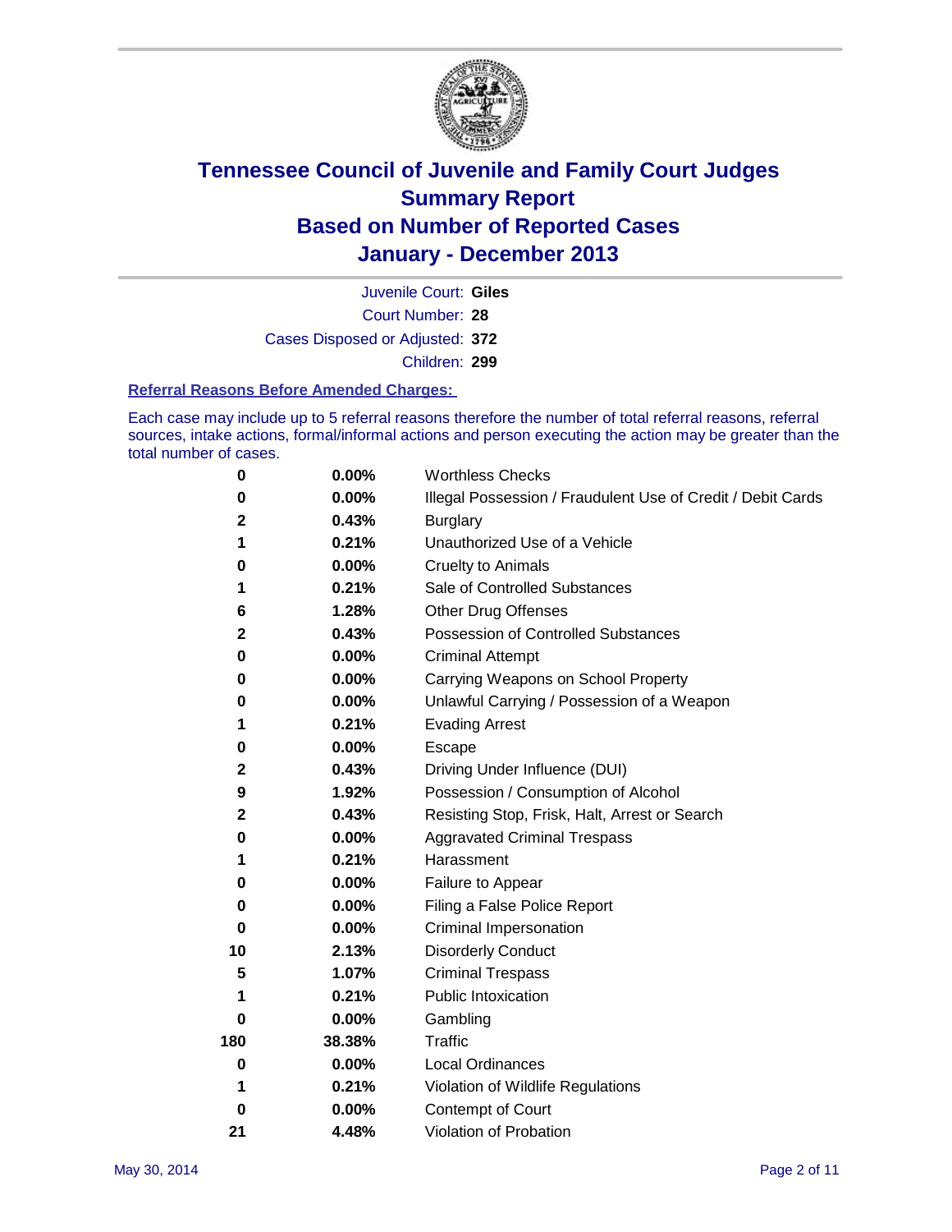# Tennessee Council of Juvenile and Family Court Judges
## Summary Report
## Based on Number of Reported Cases
## January - December 2013

Juvenile Court: **Giles**
Court Number: **28**
Cases Disposed or Adjusted: **372**
Children: **299**

### Referral Reasons Before Amended Charges:

Each case may include up to 5 referral reasons therefore the number of total referral reasons, referral sources, intake actions, formal/informal actions and person executing the action may be greater than the total number of cases.

| Count | Percent | Referral Reason |
|---|---|---|
| 0 | 0.00% | Worthless Checks |
| 0 | 0.00% | Illegal Possession / Fraudulent Use of Credit / Debit Cards |
| 2 | 0.43% | Burglary |
| 1 | 0.21% | Unauthorized Use of a Vehicle |
| 0 | 0.00% | Cruelty to Animals |
| 1 | 0.21% | Sale of Controlled Substances |
| 6 | 1.28% | Other Drug Offenses |
| 2 | 0.43% | Possession of Controlled Substances |
| 0 | 0.00% | Criminal Attempt |
| 0 | 0.00% | Carrying Weapons on School Property |
| 0 | 0.00% | Unlawful Carrying / Possession of a Weapon |
| 1 | 0.21% | Evading Arrest |
| 0 | 0.00% | Escape |
| 2 | 0.43% | Driving Under Influence (DUI) |
| 9 | 1.92% | Possession / Consumption of Alcohol |
| 2 | 0.43% | Resisting Stop, Frisk, Halt, Arrest or Search |
| 0 | 0.00% | Aggravated Criminal Trespass |
| 1 | 0.21% | Harassment |
| 0 | 0.00% | Failure to Appear |
| 0 | 0.00% | Filing a False Police Report |
| 0 | 0.00% | Criminal Impersonation |
| 10 | 2.13% | Disorderly Conduct |
| 5 | 1.07% | Criminal Trespass |
| 1 | 0.21% | Public Intoxication |
| 0 | 0.00% | Gambling |
| 180 | 38.38% | Traffic |
| 0 | 0.00% | Local Ordinances |
| 1 | 0.21% | Violation of Wildlife Regulations |
| 0 | 0.00% | Contempt of Court |
| 21 | 4.48% | Violation of Probation |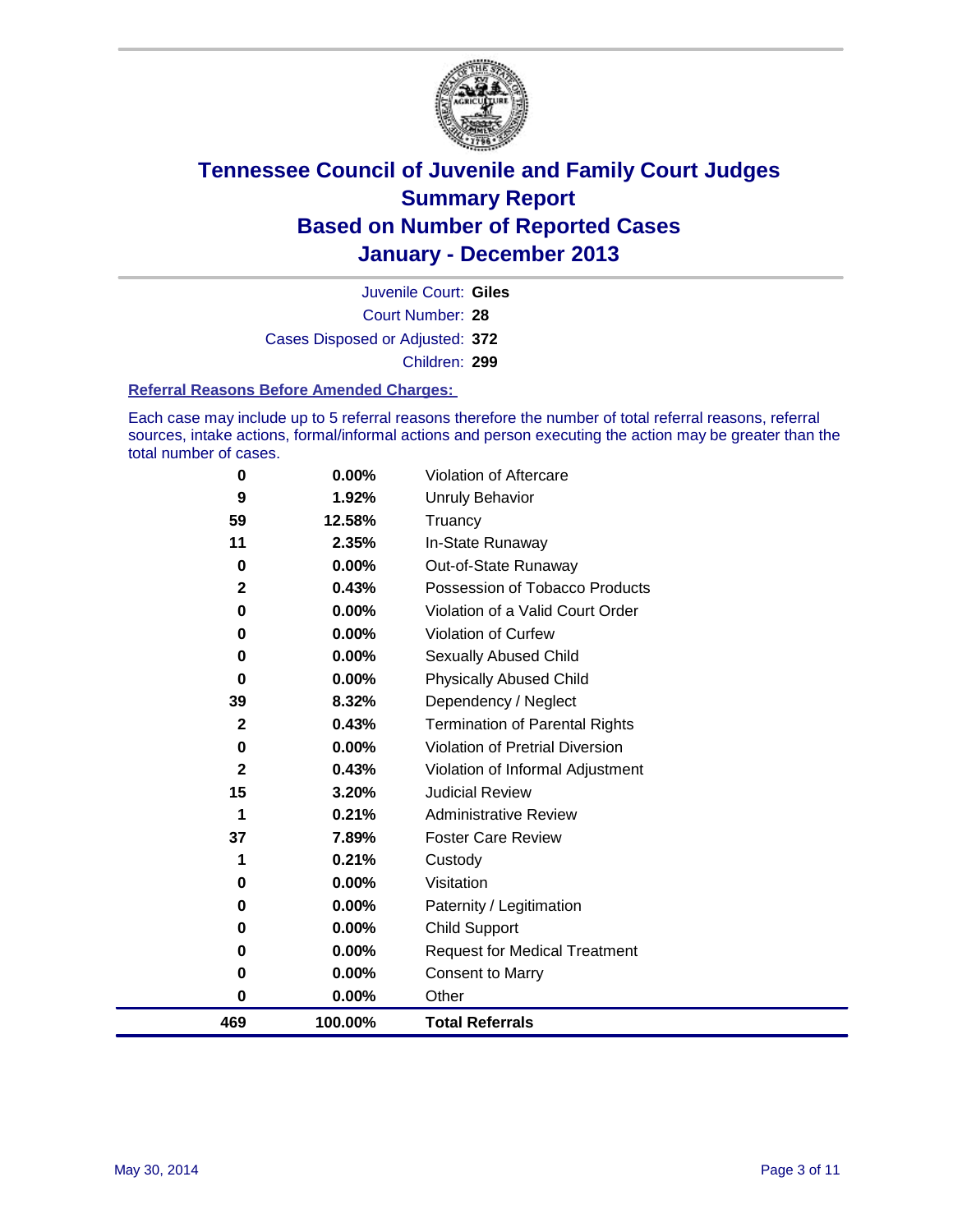# Tennessee Council of Juvenile and Family Court Judges
# Summary Report
# Based on Number of Reported Cases
# January - December 2013

Juvenile Court: **Giles**

Court Number: **28**

Cases Disposed or Adjusted: **372**

Children: **299**

### Referral Reasons Before Amended Charges:

Each case may include up to 5 referral reasons therefore the number of total referral reasons, referral sources, intake actions, formal/informal actions and person executing the action may be greater than the total number of cases.

| Count | Percent | Referral Reason |
|---|---|---|
| 0 | 0.00% | Violation of Aftercare |
| 9 | 1.92% | Unruly Behavior |
| 59 | 12.58% | Truancy |
| 11 | 2.35% | In-State Runaway |
| 0 | 0.00% | Out-of-State Runaway |
| 2 | 0.43% | Possession of Tobacco Products |
| 0 | 0.00% | Violation of a Valid Court Order |
| 0 | 0.00% | Violation of Curfew |
| 0 | 0.00% | Sexually Abused Child |
| 0 | 0.00% | Physically Abused Child |
| 39 | 8.32% | Dependency / Neglect |
| 2 | 0.43% | Termination of Parental Rights |
| 0 | 0.00% | Violation of Pretrial Diversion |
| 2 | 0.43% | Violation of Informal Adjustment |
| 15 | 3.20% | Judicial Review |
| 1 | 0.21% | Administrative Review |
| 37 | 7.89% | Foster Care Review |
| 1 | 0.21% | Custody |
| 0 | 0.00% | Visitation |
| 0 | 0.00% | Paternity / Legitimation |
| 0 | 0.00% | Child Support |
| 0 | 0.00% | Request for Medical Treatment |
| 0 | 0.00% | Consent to Marry |
| 0 | 0.00% | Other |
| **469** | **100.00%** | **Total Referrals** |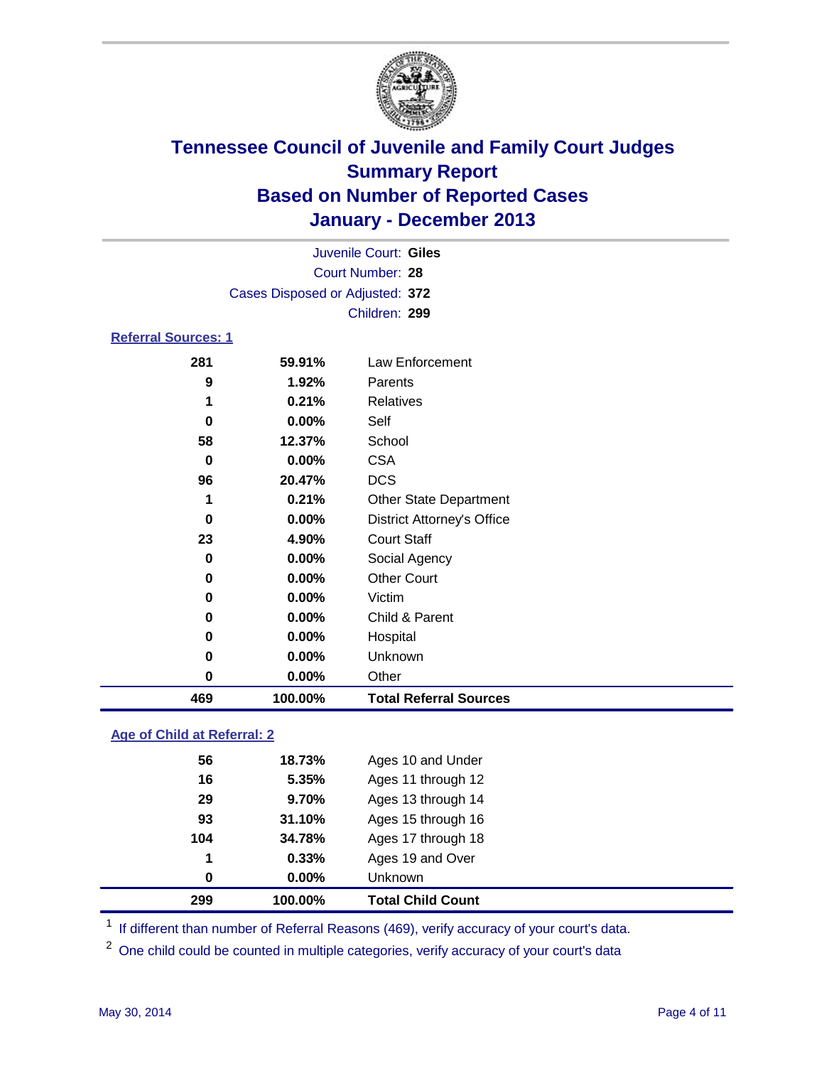# Tennessee Council of Juvenile and Family Court Judges
## Summary Report
## Based on Number of Reported Cases
## January - December 2013

Juvenile Court: **Giles**
Court Number: **28**
Cases Disposed or Adjusted: **372**
Children: **299**

### Referral Sources: 1

| Count | Percent | Source |
|---|---|---|
| 281 | 59.91% | Law Enforcement |
| 9 | 1.92% | Parents |
| 1 | 0.21% | Relatives |
| 0 | 0.00% | Self |
| 58 | 12.37% | School |
| 0 | 0.00% | CSA |
| 96 | 20.47% | DCS |
| 1 | 0.21% | Other State Department |
| 0 | 0.00% | District Attorney's Office |
| 23 | 4.90% | Court Staff |
| 0 | 0.00% | Social Agency |
| 0 | 0.00% | Other Court |
| 0 | 0.00% | Victim |
| 0 | 0.00% | Child & Parent |
| 0 | 0.00% | Hospital |
| 0 | 0.00% | Unknown |
| 0 | 0.00% | Other |
| **469** | **100.00%** | **Total Referral Sources** |

### Age of Child at Referral: 2

| Count | Percent | Age |
|---|---|---|
| 56 | 18.73% | Ages 10 and Under |
| 16 | 5.35% | Ages 11 through 12 |
| 29 | 9.70% | Ages 13 through 14 |
| 93 | 31.10% | Ages 15 through 16 |
| 104 | 34.78% | Ages 17 through 18 |
| 1 | 0.33% | Ages 19 and Over |
| 0 | 0.00% | Unknown |
| **299** | **100.00%** | **Total Child Count** |

[1] If different than number of Referral Reasons (469), verify accuracy of your court's data.

[2] One child could be counted in multiple categories, verify accuracy of your court's data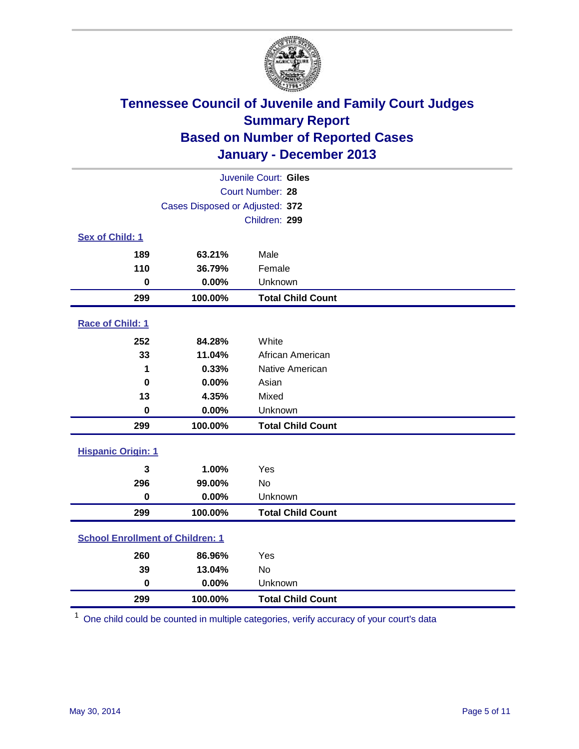# Tennessee Council of Juvenile and Family Court Judges
## Summary Report
## Based on Number of Reported Cases
## January - December 2013

Juvenile Court: **Giles**
Court Number: **28**
Cases Disposed or Adjusted: **372**
Children: **299**

### Sex of Child: 1

| | | |
|---|---|---|
| 189 | 63.21% | Male |
| 110 | 36.79% | Female |
| 0 | 0.00% | Unknown |
| **299** | **100.00%** | **Total Child Count** |

### Race of Child: 1

| | | |
|---|---|---|
| 252 | 84.28% | White |
| 33 | 11.04% | African American |
| 1 | 0.33% | Native American |
| 0 | 0.00% | Asian |
| 13 | 4.35% | Mixed |
| 0 | 0.00% | Unknown |
| **299** | **100.00%** | **Total Child Count** |

### Hispanic Origin: 1

| | | |
|---|---|---|
| 3 | 1.00% | Yes |
| 296 | 99.00% | No |
| 0 | 0.00% | Unknown |
| **299** | **100.00%** | **Total Child Count** |

### School Enrollment of Children: 1

| | | |
|---|---|---|
| 260 | 86.96% | Yes |
| 39 | 13.04% | No |
| 0 | 0.00% | Unknown |
| **299** | **100.00%** | **Total Child Count** |

[1] One child could be counted in multiple categories, verify accuracy of your court's data

May 30, 2014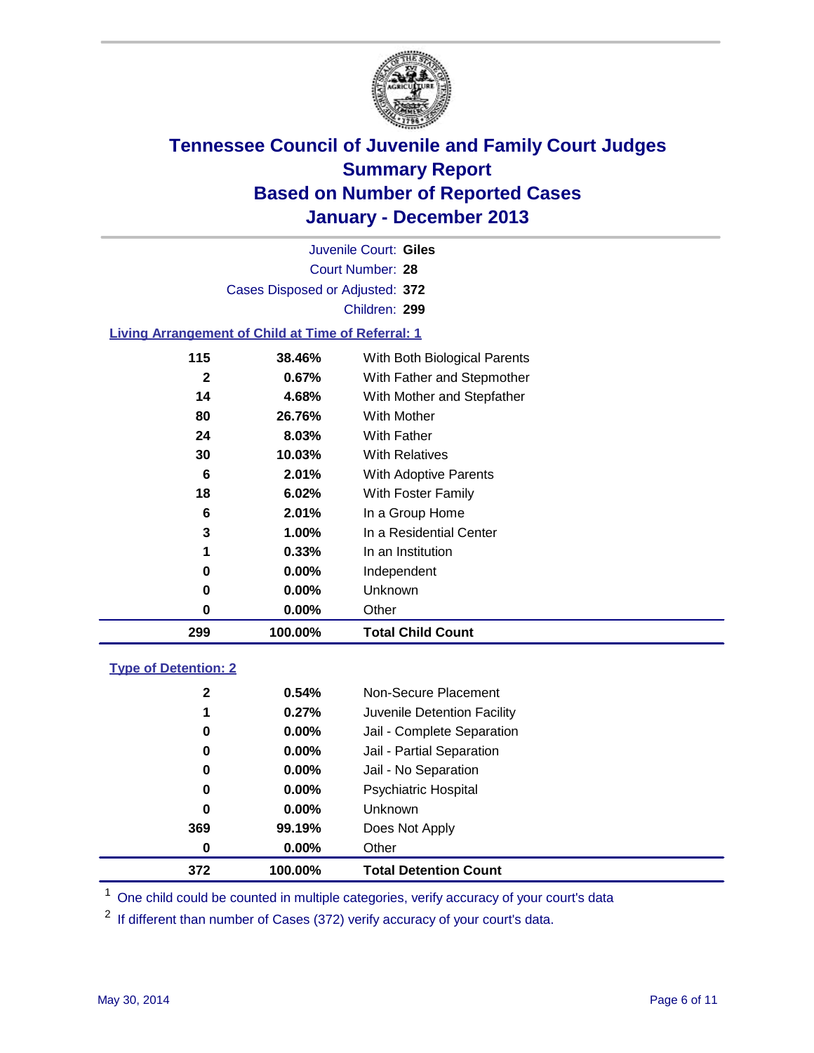# Tennessee Council of Juvenile and Family Court Judges
## Summary Report
## Based on Number of Reported Cases
## January - December 2013

Juvenile Court: **Giles**
Court Number: **28**
Cases Disposed or Adjusted: **372**
Children: **299**

### Living Arrangement of Child at Time of Referral: 1

| | | |
|---|---|---|
| 115 | 38.46% | With Both Biological Parents |
| 2 | 0.67% | With Father and Stepmother |
| 14 | 4.68% | With Mother and Stepfather |
| 80 | 26.76% | With Mother |
| 24 | 8.03% | With Father |
| 30 | 10.03% | With Relatives |
| 6 | 2.01% | With Adoptive Parents |
| 18 | 6.02% | With Foster Family |
| 6 | 2.01% | In a Group Home |
| 3 | 1.00% | In a Residential Center |
| 1 | 0.33% | In an Institution |
| 0 | 0.00% | Independent |
| 0 | 0.00% | Unknown |
| 0 | 0.00% | Other |
| **299** | **100.00%** | **Total Child Count** |

### Type of Detention: 2

| | | |
|---|---|---|
| 2 | 0.54% | Non-Secure Placement |
| 1 | 0.27% | Juvenile Detention Facility |
| 0 | 0.00% | Jail - Complete Separation |
| 0 | 0.00% | Jail - Partial Separation |
| 0 | 0.00% | Jail - No Separation |
| 0 | 0.00% | Psychiatric Hospital |
| 0 | 0.00% | Unknown |
| 369 | 99.19% | Does Not Apply |
| 0 | 0.00% | Other |
| **372** | **100.00%** | **Total Detention Count** |

[1] One child could be counted in multiple categories, verify accuracy of your court's data

[2] If different than number of Cases (372) verify accuracy of your court's data.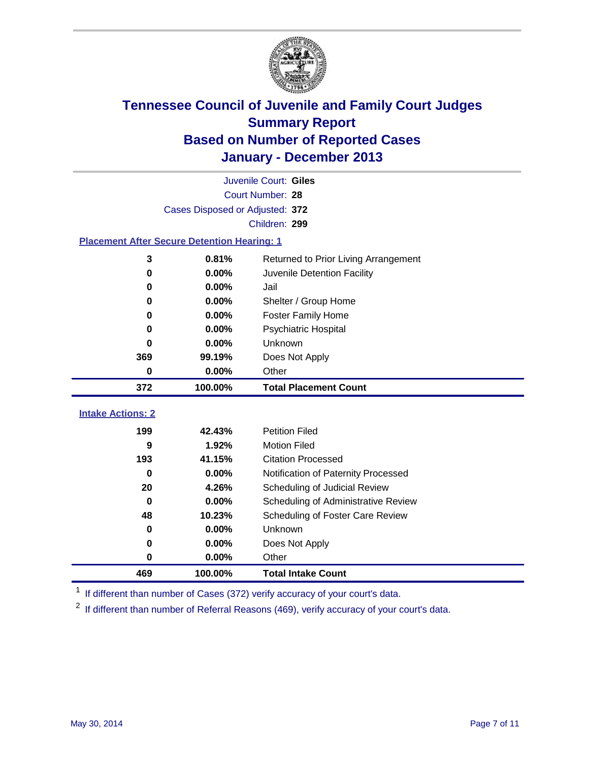# Tennessee Council of Juvenile and Family Court Judges
## Summary Report
## Based on Number of Reported Cases
## January - December 2013

Juvenile Court: **Giles**

Court Number: **28**

Cases Disposed or Adjusted: **372**

Children: **299**

### Placement After Secure Detention Hearing: 1

| Count | Percent | Placement |
|---|---|---|
| 3 | 0.81% | Returned to Prior Living Arrangement |
| 0 | 0.00% | Juvenile Detention Facility |
| 0 | 0.00% | Jail |
| 0 | 0.00% | Shelter / Group Home |
| 0 | 0.00% | Foster Family Home |
| 0 | 0.00% | Psychiatric Hospital |
| 0 | 0.00% | Unknown |
| 369 | 99.19% | Does Not Apply |
| 0 | 0.00% | Other |
| **372** | **100.00%** | **Total Placement Count** |

### Intake Actions: 2

| Count | Percent | Intake Action |
|---|---|---|
| 199 | 42.43% | Petition Filed |
| 9 | 1.92% | Motion Filed |
| 193 | 41.15% | Citation Processed |
| 0 | 0.00% | Notification of Paternity Processed |
| 20 | 4.26% | Scheduling of Judicial Review |
| 0 | 0.00% | Scheduling of Administrative Review |
| 48 | 10.23% | Scheduling of Foster Care Review |
| 0 | 0.00% | Unknown |
| 0 | 0.00% | Does Not Apply |
| 0 | 0.00% | Other |
| **469** | **100.00%** | **Total Intake Count** |

[1] If different than number of Cases (372) verify accuracy of your court's data.

[2] If different than number of Referral Reasons (469), verify accuracy of your court's data.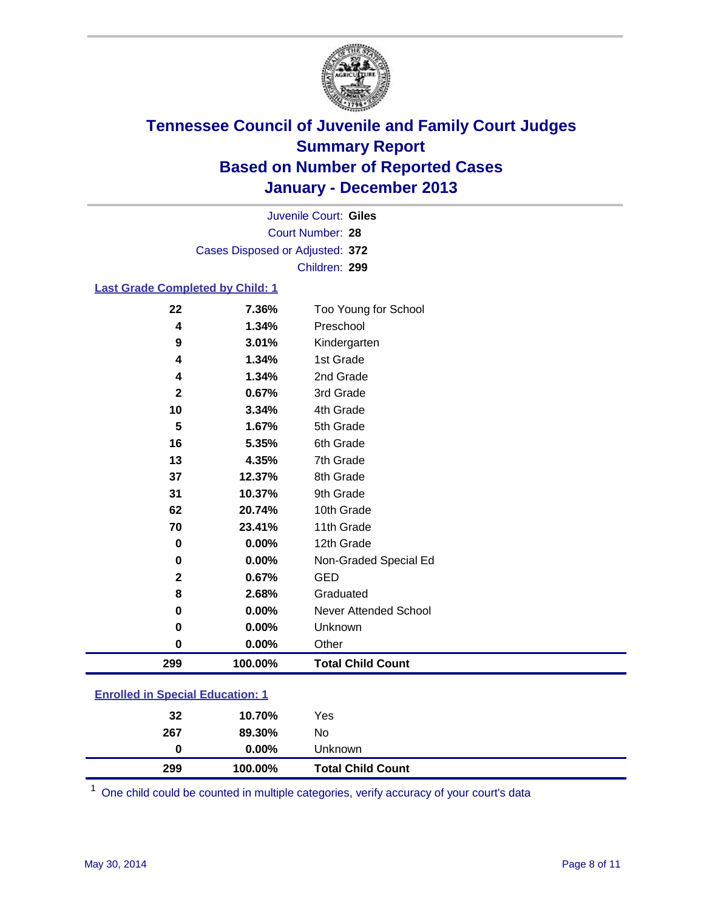# Tennessee Council of Juvenile and Family Court Judges
# Summary Report
# Based on Number of Reported Cases
# January - December 2013

Juvenile Court: **Giles**
Court Number: **28**
Cases Disposed or Adjusted: **372**
Children: **299**

## Last Grade Completed by Child: 1

| Count | Percent | Grade |
|---|---|---|
| 22 | 7.36% | Too Young for School |
| 4 | 1.34% | Preschool |
| 9 | 3.01% | Kindergarten |
| 4 | 1.34% | 1st Grade |
| 4 | 1.34% | 2nd Grade |
| 2 | 0.67% | 3rd Grade |
| 10 | 3.34% | 4th Grade |
| 5 | 1.67% | 5th Grade |
| 16 | 5.35% | 6th Grade |
| 13 | 4.35% | 7th Grade |
| 37 | 12.37% | 8th Grade |
| 31 | 10.37% | 9th Grade |
| 62 | 20.74% | 10th Grade |
| 70 | 23.41% | 11th Grade |
| 0 | 0.00% | 12th Grade |
| 0 | 0.00% | Non-Graded Special Ed |
| 2 | 0.67% | GED |
| 8 | 2.68% | Graduated |
| 0 | 0.00% | Never Attended School |
| 0 | 0.00% | Unknown |
| 0 | 0.00% | Other |
| **299** | **100.00%** | **Total Child Count** |

## Enrolled in Special Education: 1

| Count | Percent | Status |
|---|---|---|
| 32 | 10.70% | Yes |
| 267 | 89.30% | No |
| 0 | 0.00% | Unknown |
| **299** | **100.00%** | **Total Child Count** |

[1] One child could be counted in multiple categories, verify accuracy of your court's data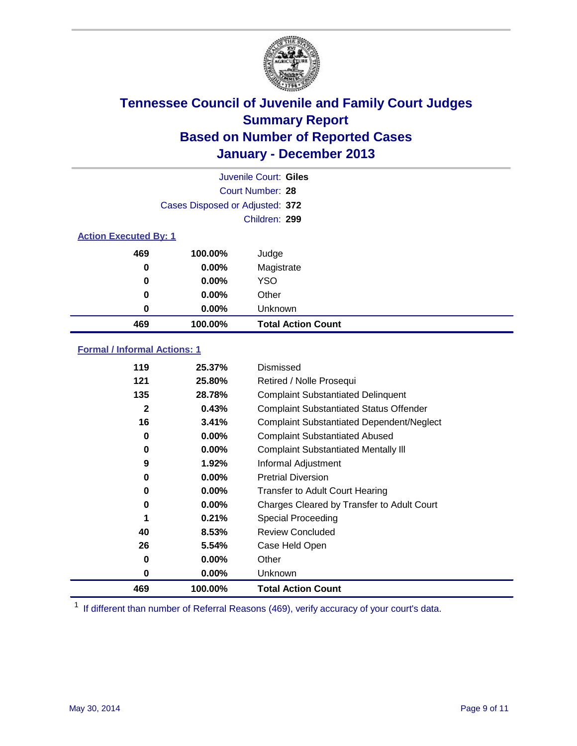# Tennessee Council of Juvenile and Family Court Judges
## Summary Report
## Based on Number of Reported Cases
## January - December 2013

Juvenile Court: **Giles**
Court Number: **28**
Cases Disposed or Adjusted: **372**
Children: **299**

### Action Executed By: 1

| Count | Percent | Action |
|---|---|---|
| 469 | 100.00% | Judge |
| 0 | 0.00% | Magistrate |
| 0 | 0.00% | YSO |
| 0 | 0.00% | Other |
| 0 | 0.00% | Unknown |
| **469** | **100.00%** | **Total Action Count** |

### Formal / Informal Actions: 1

| Count | Percent | Action |
|---|---|---|
| 119 | 25.37% | Dismissed |
| 121 | 25.80% | Retired / Nolle Prosequi |
| 135 | 28.78% | Complaint Substantiated Delinquent |
| 2 | 0.43% | Complaint Substantiated Status Offender |
| 16 | 3.41% | Complaint Substantiated Dependent/Neglect |
| 0 | 0.00% | Complaint Substantiated Abused |
| 0 | 0.00% | Complaint Substantiated Mentally Ill |
| 9 | 1.92% | Informal Adjustment |
| 0 | 0.00% | Pretrial Diversion |
| 0 | 0.00% | Transfer to Adult Court Hearing |
| 0 | 0.00% | Charges Cleared by Transfer to Adult Court |
| 1 | 0.21% | Special Proceeding |
| 40 | 8.53% | Review Concluded |
| 26 | 5.54% | Case Held Open |
| 0 | 0.00% | Other |
| 0 | 0.00% | Unknown |
| **469** | **100.00%** | **Total Action Count** |

[1] If different than number of Referral Reasons (469), verify accuracy of your court's data.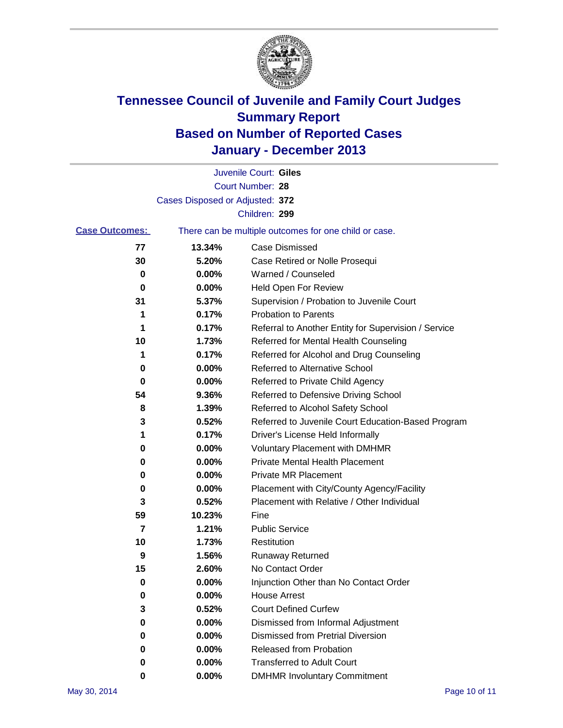# Tennessee Council of Juvenile and Family Court Judges
# Summary Report
# Based on Number of Reported Cases
# January - December 2013

Juvenile Court: **Giles**
Court Number: **28**
Cases Disposed or Adjusted: **372**
Children: **299**

**Case Outcomes:** There can be multiple outcomes for one child or case.

| Count | Percent | Outcome |
|---|---|---|
| 77 | 13.34% | Case Dismissed |
| 30 | 5.20% | Case Retired or Nolle Prosequi |
| 0 | 0.00% | Warned / Counseled |
| 0 | 0.00% | Held Open For Review |
| 31 | 5.37% | Supervision / Probation to Juvenile Court |
| 1 | 0.17% | Probation to Parents |
| 1 | 0.17% | Referral to Another Entity for Supervision / Service |
| 10 | 1.73% | Referred for Mental Health Counseling |
| 1 | 0.17% | Referred for Alcohol and Drug Counseling |
| 0 | 0.00% | Referred to Alternative School |
| 0 | 0.00% | Referred to Private Child Agency |
| 54 | 9.36% | Referred to Defensive Driving School |
| 8 | 1.39% | Referred to Alcohol Safety School |
| 3 | 0.52% | Referred to Juvenile Court Education-Based Program |
| 1 | 0.17% | Driver's License Held Informally |
| 0 | 0.00% | Voluntary Placement with DMHMR |
| 0 | 0.00% | Private Mental Health Placement |
| 0 | 0.00% | Private MR Placement |
| 0 | 0.00% | Placement with City/County Agency/Facility |
| 3 | 0.52% | Placement with Relative / Other Individual |
| 59 | 10.23% | Fine |
| 7 | 1.21% | Public Service |
| 10 | 1.73% | Restitution |
| 9 | 1.56% | Runaway Returned |
| 15 | 2.60% | No Contact Order |
| 0 | 0.00% | Injunction Other than No Contact Order |
| 0 | 0.00% | House Arrest |
| 3 | 0.52% | Court Defined Curfew |
| 0 | 0.00% | Dismissed from Informal Adjustment |
| 0 | 0.00% | Dismissed from Pretrial Diversion |
| 0 | 0.00% | Released from Probation |
| 0 | 0.00% | Transferred to Adult Court |
| 0 | 0.00% | DMHMR Involuntary Commitment |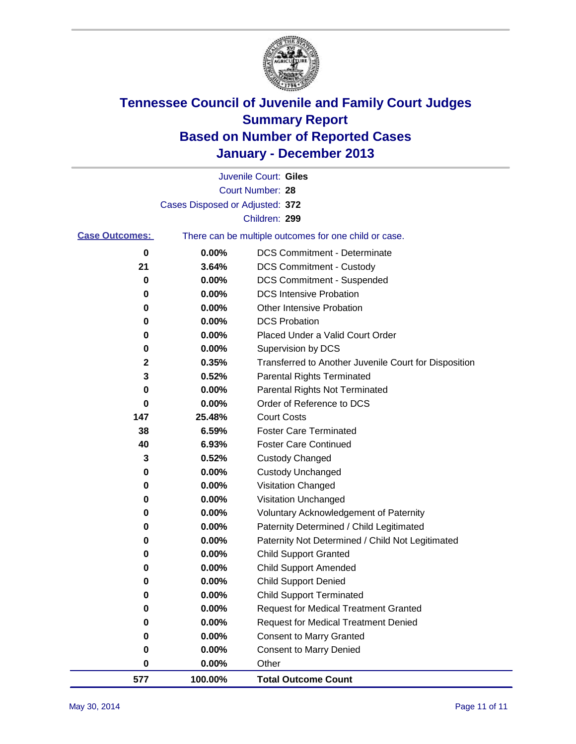# Tennessee Council of Juvenile and Family Court Judges
## Summary Report
## Based on Number of Reported Cases
## January - December 2013

Juvenile Court: **Giles**
Court Number: **28**
Cases Disposed or Adjusted: **372**
Children: **299**

**Case Outcomes:** There can be multiple outcomes for one child or case.

| | | |
|---|---|---|
| 0 | 0.00% | DCS Commitment - Determinate |
| 21 | 3.64% | DCS Commitment - Custody |
| 0 | 0.00% | DCS Commitment - Suspended |
| 0 | 0.00% | DCS Intensive Probation |
| 0 | 0.00% | Other Intensive Probation |
| 0 | 0.00% | DCS Probation |
| 0 | 0.00% | Placed Under a Valid Court Order |
| 0 | 0.00% | Supervision by DCS |
| 2 | 0.35% | Transferred to Another Juvenile Court for Disposition |
| 3 | 0.52% | Parental Rights Terminated |
| 0 | 0.00% | Parental Rights Not Terminated |
| 0 | 0.00% | Order of Reference to DCS |
| 147 | 25.48% | Court Costs |
| 38 | 6.59% | Foster Care Terminated |
| 40 | 6.93% | Foster Care Continued |
| 3 | 0.52% | Custody Changed |
| 0 | 0.00% | Custody Unchanged |
| 0 | 0.00% | Visitation Changed |
| 0 | 0.00% | Visitation Unchanged |
| 0 | 0.00% | Voluntary Acknowledgement of Paternity |
| 0 | 0.00% | Paternity Determined / Child Legitimated |
| 0 | 0.00% | Paternity Not Determined / Child Not Legitimated |
| 0 | 0.00% | Child Support Granted |
| 0 | 0.00% | Child Support Amended |
| 0 | 0.00% | Child Support Denied |
| 0 | 0.00% | Child Support Terminated |
| 0 | 0.00% | Request for Medical Treatment Granted |
| 0 | 0.00% | Request for Medical Treatment Denied |
| 0 | 0.00% | Consent to Marry Granted |
| 0 | 0.00% | Consent to Marry Denied |
| 0 | 0.00% | Other |
| **577** | **100.00%** | **Total Outcome Count** |

May 30, 2014